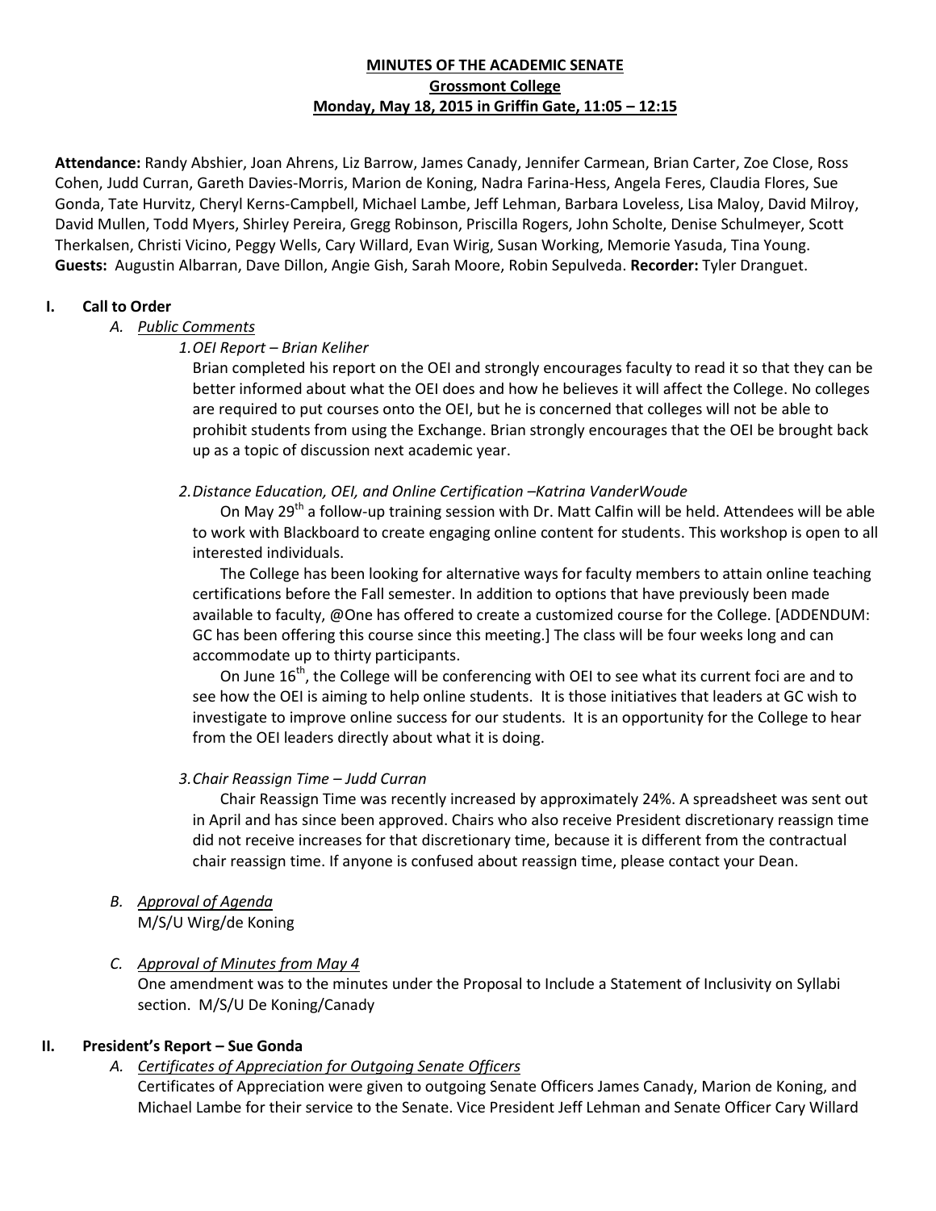**MINUTES OF THE ACADEMIC SENATE**
**Grossmont College**
**Monday, May 18, 2015 in Griffin Gate, 11:05 – 12:15**

**Attendance:** Randy Abshier, Joan Ahrens, Liz Barrow, James Canady, Jennifer Carmean, Brian Carter, Zoe Close, Ross Cohen, Judd Curran, Gareth Davies-Morris, Marion de Koning, Nadra Farina-Hess, Angela Feres, Claudia Flores, Sue Gonda, Tate Hurvitz, Cheryl Kerns-Campbell, Michael Lambe, Jeff Lehman, Barbara Loveless, Lisa Maloy, David Milroy, David Mullen, Todd Myers, Shirley Pereira, Gregg Robinson, Priscilla Rogers, John Scholte, Denise Schulmeyer, Scott Therkalsen, Christi Vicino, Peggy Wells, Cary Willard, Evan Wirig, Susan Working, Memorie Yasuda, Tina Young. **Guests:** Augustin Albarran, Dave Dillon, Angie Gish, Sarah Moore, Robin Sepulveda. **Recorder:** Tyler Dranguet.

## I. Call to Order

### A. Public Comments

1. *OEI Report – Brian Keliher*

Brian completed his report on the OEI and strongly encourages faculty to read it so that they can be better informed about what the OEI does and how he believes it will affect the College. No colleges are required to put courses onto the OEI, but he is concerned that colleges will not be able to prohibit students from using the Exchange. Brian strongly encourages that the OEI be brought back up as a topic of discussion next academic year.

2. *Distance Education, OEI, and Online Certification –Katrina VanderWoude*

On May 29th a follow-up training session with Dr. Matt Calfin will be held. Attendees will be able to work with Blackboard to create engaging online content for students. This workshop is open to all interested individuals.

The College has been looking for alternative ways for faculty members to attain online teaching certifications before the Fall semester. In addition to options that have previously been made available to faculty, @One has offered to create a customized course for the College. [ADDENDUM: GC has been offering this course since this meeting.] The class will be four weeks long and can accommodate up to thirty participants.

On June 16th, the College will be conferencing with OEI to see what its current foci are and to see how the OEI is aiming to help online students. It is those initiatives that leaders at GC wish to investigate to improve online success for our students. It is an opportunity for the College to hear from the OEI leaders directly about what it is doing.

3. *Chair Reassign Time – Judd Curran*

Chair Reassign Time was recently increased by approximately 24%. A spreadsheet was sent out in April and has since been approved. Chairs who also receive President discretionary reassign time did not receive increases for that discretionary time, because it is different from the contractual chair reassign time. If anyone is confused about reassign time, please contact your Dean.

### B. Approval of Agenda

M/S/U Wirg/de Koning

### C. Approval of Minutes from May 4

One amendment was to the minutes under the Proposal to Include a Statement of Inclusivity on Syllabi section. M/S/U De Koning/Canady

## II. President's Report – Sue Gonda

### A. Certificates of Appreciation for Outgoing Senate Officers

Certificates of Appreciation were given to outgoing Senate Officers James Canady, Marion de Koning, and Michael Lambe for their service to the Senate. Vice President Jeff Lehman and Senate Officer Cary Willard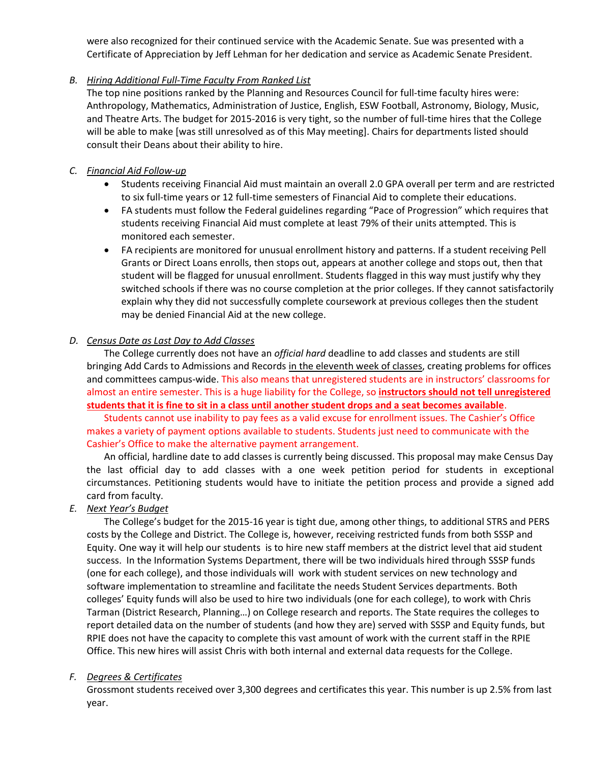were also recognized for their continued service with the Academic Senate. Sue was presented with a Certificate of Appreciation by Jeff Lehman for her dedication and service as Academic Senate President.

B. *Hiring Additional Full-Time Faculty From Ranked List*

The top nine positions ranked by the Planning and Resources Council for full-time faculty hires were: Anthropology, Mathematics, Administration of Justice, English, ESW Football, Astronomy, Biology, Music, and Theatre Arts. The budget for 2015-2016 is very tight, so the number of full-time hires that the College will be able to make [was still unresolved as of this May meeting]. Chairs for departments listed should consult their Deans about their ability to hire.

C. *Financial Aid Follow-up*

- Students receiving Financial Aid must maintain an overall 2.0 GPA overall per term and are restricted to six full-time years or 12 full-time semesters of Financial Aid to complete their educations.
- FA students must follow the Federal guidelines regarding "Pace of Progression" which requires that students receiving Financial Aid must complete at least 79% of their units attempted. This is monitored each semester.
- FA recipients are monitored for unusual enrollment history and patterns. If a student receiving Pell Grants or Direct Loans enrolls, then stops out, appears at another college and stops out, then that student will be flagged for unusual enrollment. Students flagged in this way must justify why they switched schools if there was no course completion at the prior colleges. If they cannot satisfactorily explain why they did not successfully complete coursework at previous colleges then the student may be denied Financial Aid at the new college.

D. *Census Date as Last Day to Add Classes*

The College currently does not have an *official hard* deadline to add classes and students are still bringing Add Cards to Admissions and Records in the eleventh week of classes, creating problems for offices and committees campus-wide. This also means that unregistered students are in instructors' classrooms for almost an entire semester. This is a huge liability for the College, so **instructors should not tell unregistered students that it is fine to sit in a class until another student drops and a seat becomes available**.

Students cannot use inability to pay fees as a valid excuse for enrollment issues. The Cashier's Office makes a variety of payment options available to students. Students just need to communicate with the Cashier's Office to make the alternative payment arrangement.

An official, hardline date to add classes is currently being discussed. This proposal may make Census Day the last official day to add classes with a one week petition period for students in exceptional circumstances. Petitioning students would have to initiate the petition process and provide a signed add card from faculty.

E. *Next Year's Budget*

The College's budget for the 2015-16 year is tight due, among other things, to additional STRS and PERS costs by the College and District. The College is, however, receiving restricted funds from both SSSP and Equity. One way it will help our students is to hire new staff members at the district level that aid student success. In the Information Systems Department, there will be two individuals hired through SSSP funds (one for each college), and those individuals will work with student services on new technology and software implementation to streamline and facilitate the needs Student Services departments. Both colleges' Equity funds will also be used to hire two individuals (one for each college), to work with Chris Tarman (District Research, Planning…) on College research and reports. The State requires the colleges to report detailed data on the number of students (and how they are) served with SSSP and Equity funds, but RPIE does not have the capacity to complete this vast amount of work with the current staff in the RPIE Office. This new hires will assist Chris with both internal and external data requests for the College.

F. *Degrees & Certificates*

Grossmont students received over 3,300 degrees and certificates this year. This number is up 2.5% from last year.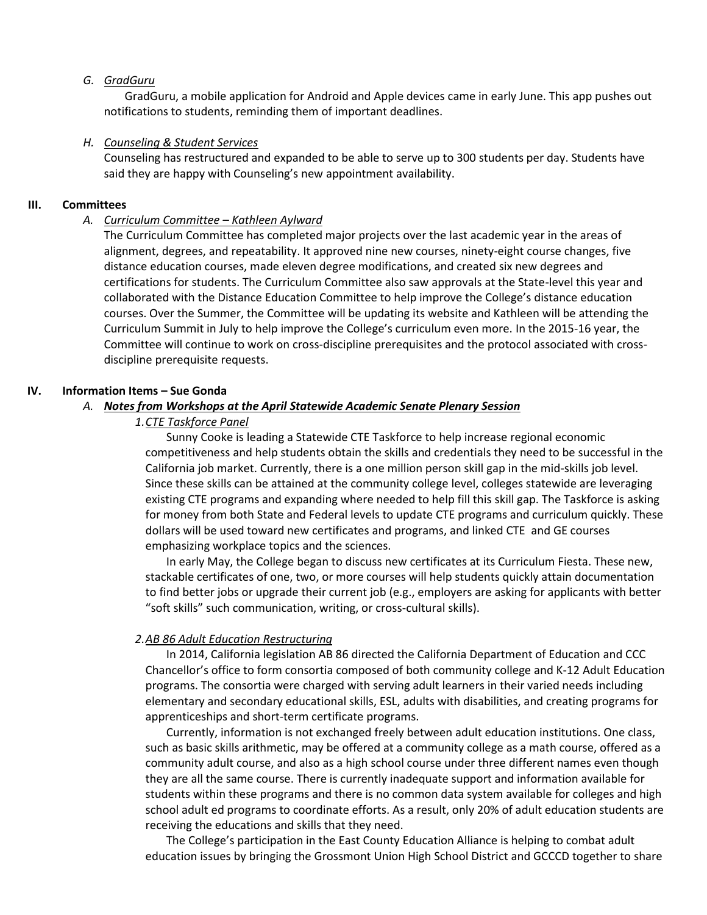*G. GradGuru*

GradGuru, a mobile application for Android and Apple devices came in early June. This app pushes out notifications to students, reminding them of important deadlines.

*H. Counseling & Student Services*

Counseling has restructured and expanded to be able to serve up to 300 students per day. Students have said they are happy with Counseling's new appointment availability.

## III. Committees

*A. Curriculum Committee – Kathleen Aylward*

The Curriculum Committee has completed major projects over the last academic year in the areas of alignment, degrees, and repeatability. It approved nine new courses, ninety-eight course changes, five distance education courses, made eleven degree modifications, and created six new degrees and certifications for students. The Curriculum Committee also saw approvals at the State-level this year and collaborated with the Distance Education Committee to help improve the College's distance education courses. Over the Summer, the Committee will be updating its website and Kathleen will be attending the Curriculum Summit in July to help improve the College's curriculum even more. In the 2015-16 year, the Committee will continue to work on cross-discipline prerequisites and the protocol associated with cross-discipline prerequisite requests.

## IV. Information Items – Sue Gonda

***A. Notes from Workshops at the April Statewide Academic Senate Plenary Session***

*1. CTE Taskforce Panel*

Sunny Cooke is leading a Statewide CTE Taskforce to help increase regional economic competitiveness and help students obtain the skills and credentials they need to be successful in the California job market. Currently, there is a one million person skill gap in the mid-skills job level. Since these skills can be attained at the community college level, colleges statewide are leveraging existing CTE programs and expanding where needed to help fill this skill gap. The Taskforce is asking for money from both State and Federal levels to update CTE programs and curriculum quickly. These dollars will be used toward new certificates and programs, and linked CTE and GE courses emphasizing workplace topics and the sciences.

In early May, the College began to discuss new certificates at its Curriculum Fiesta. These new, stackable certificates of one, two, or more courses will help students quickly attain documentation to find better jobs or upgrade their current job (e.g., employers are asking for applicants with better "soft skills" such communication, writing, or cross-cultural skills).

*2. AB 86 Adult Education Restructuring*

In 2014, California legislation AB 86 directed the California Department of Education and CCC Chancellor's office to form consortia composed of both community college and K-12 Adult Education programs. The consortia were charged with serving adult learners in their varied needs including elementary and secondary educational skills, ESL, adults with disabilities, and creating programs for apprenticeships and short-term certificate programs.

Currently, information is not exchanged freely between adult education institutions. One class, such as basic skills arithmetic, may be offered at a community college as a math course, offered as a community adult course, and also as a high school course under three different names even though they are all the same course. There is currently inadequate support and information available for students within these programs and there is no common data system available for colleges and high school adult ed programs to coordinate efforts. As a result, only 20% of adult education students are receiving the educations and skills that they need.

The College's participation in the East County Education Alliance is helping to combat adult education issues by bringing the Grossmont Union High School District and GCCCD together to share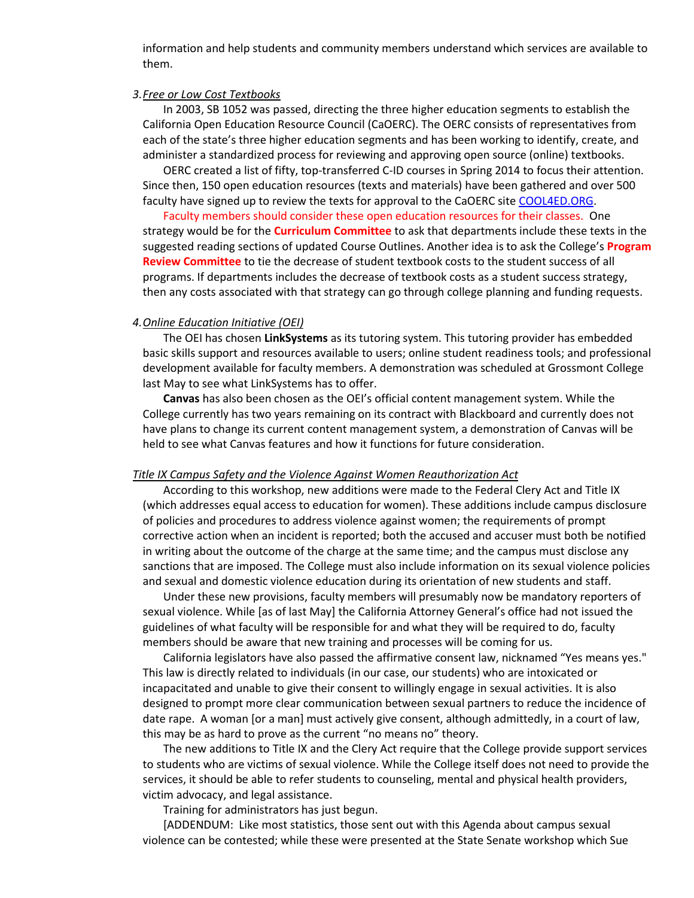information and help students and community members understand which services are available to them.

3. *Free or Low Cost Textbooks*

In 2003, SB 1052 was passed, directing the three higher education segments to establish the California Open Education Resource Council (CaOERC). The OERC consists of representatives from each of the state's three higher education segments and has been working to identify, create, and administer a standardized process for reviewing and approving open source (online) textbooks.

OERC created a list of fifty, top-transferred C-ID courses in Spring 2014 to focus their attention. Since then, 150 open education resources (texts and materials) have been gathered and over 500 faculty have signed up to review the texts for approval to the CaOERC site COOL4ED.ORG.

Faculty members should consider these open education resources for their classes. One strategy would be for the **Curriculum Committee** to ask that departments include these texts in the suggested reading sections of updated Course Outlines. Another idea is to ask the College's **Program Review Committee** to tie the decrease of student textbook costs to the student success of all programs. If departments includes the decrease of textbook costs as a student success strategy, then any costs associated with that strategy can go through college planning and funding requests.

4. *Online Education Initiative (OEI)*

The OEI has chosen **LinkSystems** as its tutoring system. This tutoring provider has embedded basic skills support and resources available to users; online student readiness tools; and professional development available for faculty members. A demonstration was scheduled at Grossmont College last May to see what LinkSystems has to offer.

**Canvas** has also been chosen as the OEI's official content management system. While the College currently has two years remaining on its contract with Blackboard and currently does not have plans to change its current content management system, a demonstration of Canvas will be held to see what Canvas features and how it functions for future consideration.

*Title IX Campus Safety and the Violence Against Women Reauthorization Act*

According to this workshop, new additions were made to the Federal Clery Act and Title IX (which addresses equal access to education for women). These additions include campus disclosure of policies and procedures to address violence against women; the requirements of prompt corrective action when an incident is reported; both the accused and accuser must both be notified in writing about the outcome of the charge at the same time; and the campus must disclose any sanctions that are imposed. The College must also include information on its sexual violence policies and sexual and domestic violence education during its orientation of new students and staff.

Under these new provisions, faculty members will presumably now be mandatory reporters of sexual violence. While [as of last May] the California Attorney General's office had not issued the guidelines of what faculty will be responsible for and what they will be required to do, faculty members should be aware that new training and processes will be coming for us.

California legislators have also passed the affirmative consent law, nicknamed "Yes means yes." This law is directly related to individuals (in our case, our students) who are intoxicated or incapacitated and unable to give their consent to willingly engage in sexual activities. It is also designed to prompt more clear communication between sexual partners to reduce the incidence of date rape. A woman [or a man] must actively give consent, although admittedly, in a court of law, this may be as hard to prove as the current "no means no" theory.

The new additions to Title IX and the Clery Act require that the College provide support services to students who are victims of sexual violence. While the College itself does not need to provide the services, it should be able to refer students to counseling, mental and physical health providers, victim advocacy, and legal assistance.

Training for administrators has just begun.

[ADDENDUM: Like most statistics, those sent out with this Agenda about campus sexual violence can be contested; while these were presented at the State Senate workshop which Sue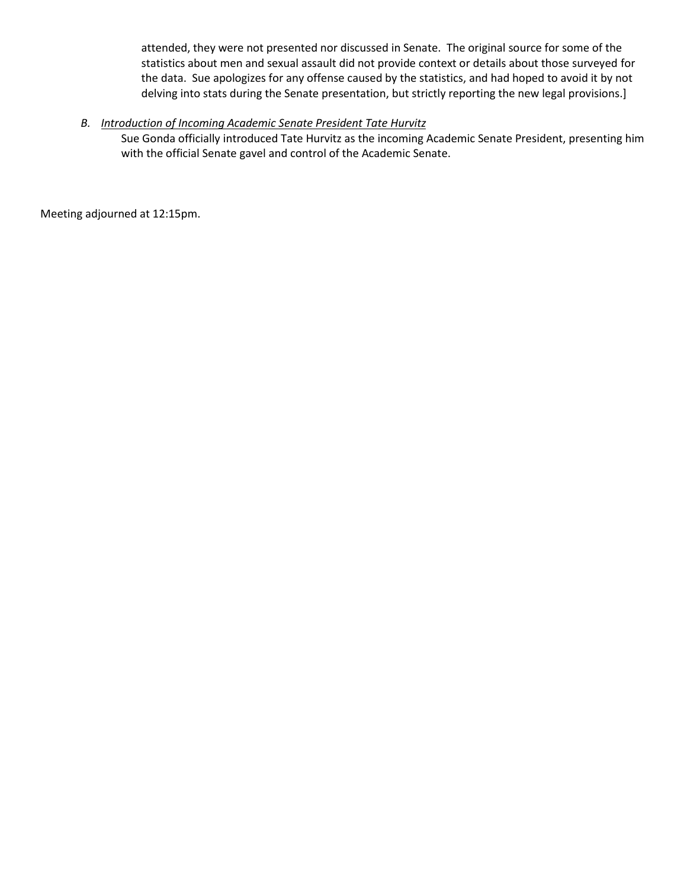attended, they were not presented nor discussed in Senate. The original source for some of the statistics about men and sexual assault did not provide context or details about those surveyed for the data. Sue apologizes for any offense caused by the statistics, and had hoped to avoid it by not delving into stats during the Senate presentation, but strictly reporting the new legal provisions.]

B. *Introduction of Incoming Academic Senate President Tate Hurvitz*

Sue Gonda officially introduced Tate Hurvitz as the incoming Academic Senate President, presenting him with the official Senate gavel and control of the Academic Senate.

Meeting adjourned at 12:15pm.